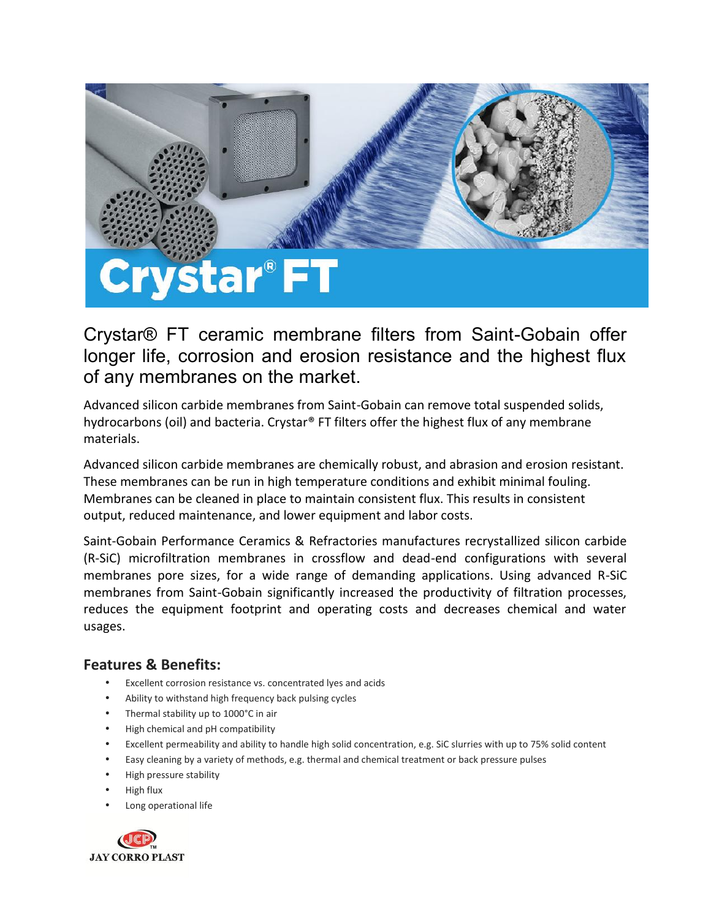# Crystar® FT

## Crystar® FT ceramic membrane filters from Saint-Gobain offer longer life, corrosion and erosion resistance and the highest flux of any membranes on the market.

Advanced silicon carbide membranes from Saint-Gobain can remove total suspended solids, hydrocarbons (oil) and bacteria. Crystar® FT filters offer the highest flux of any membrane materials.

Advanced silicon carbide membranes are chemically robust, and abrasion and erosion resistant. These membranes can be run in high temperature conditions and exhibit minimal fouling. Membranes can be cleaned in place to maintain consistent flux. This results in consistent output, reduced maintenance, and lower equipment and labor costs.

Saint-Gobain Performance Ceramics & Refractories manufactures recrystallized silicon carbide (R-SiC) microfiltration membranes in crossflow and dead-end configurations with several membranes pore sizes, for a wide range of demanding applications. Using advanced R-SiC membranes from Saint-Gobain significantly increased the productivity of filtration processes, reduces the equipment footprint and operating costs and decreases chemical and water usages.

### Features & Benefits:

- Excellent corrosion resistance vs. concentrated lyes and acids
- Ability to withstand high frequency back pulsing cycles
- Thermal stability up to 1000°C in air
- High chemical and pH compatibility
- Excellent permeability and ability to handle high solid concentration, e.g. SiC slurries with up to 75% solid content
- Easy cleaning by a variety of methods, e.g. thermal and chemical treatment or back pressure pulses
- High pressure stability
- High flux
- Long operational life

JCP™ JAY CORRO PLAST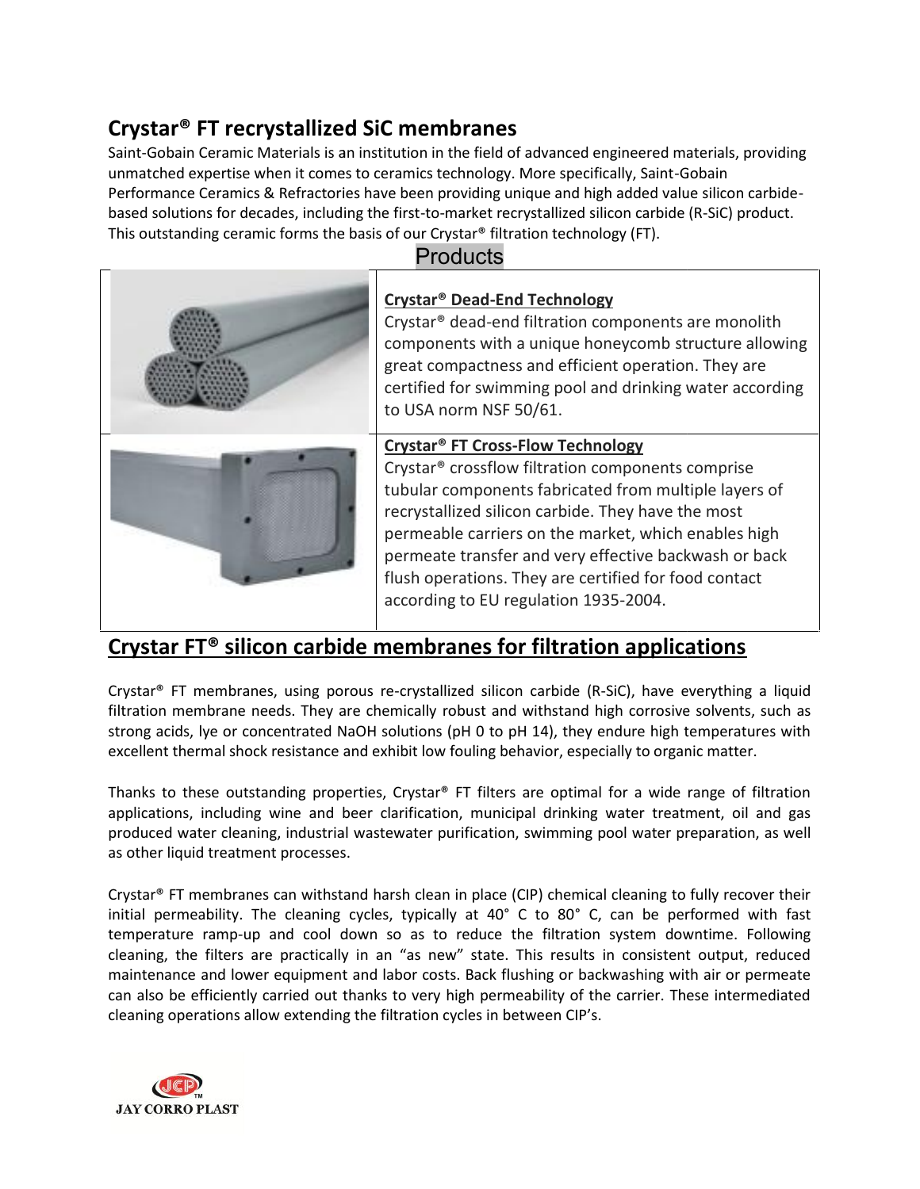## Crystar® FT recrystallized SiC membranes

Saint-Gobain Ceramic Materials is an institution in the field of advanced engineered materials, providing unmatched expertise when it comes to ceramics technology. More specifically, Saint-Gobain Performance Ceramics & Refractories have been providing unique and high added value silicon carbide-based solutions for decades, including the first-to-market recrystallized silicon carbide (R-SiC) product. This outstanding ceramic forms the basis of our Crystar® filtration technology (FT).

### Products

| | |
|---|---|
| | **Crystar® Dead-End Technology**<br>Crystar® dead-end filtration components are monolith components with a unique honeycomb structure allowing great compactness and efficient operation. They are certified for swimming pool and drinking water according to USA norm NSF 50/61. |
| | **Crystar® FT Cross-Flow Technology**<br>Crystar® crossflow filtration components comprise tubular components fabricated from multiple layers of recrystallized silicon carbide. They have the most permeable carriers on the market, which enables high permeate transfer and very effective backwash or back flush operations. They are certified for food contact according to EU regulation 1935-2004. |

## Crystar FT® silicon carbide membranes for filtration applications

Crystar® FT membranes, using porous re-crystallized silicon carbide (R-SiC), have everything a liquid filtration membrane needs. They are chemically robust and withstand high corrosive solvents, such as strong acids, lye or concentrated NaOH solutions (pH 0 to pH 14), they endure high temperatures with excellent thermal shock resistance and exhibit low fouling behavior, especially to organic matter.

Thanks to these outstanding properties, Crystar® FT filters are optimal for a wide range of filtration applications, including wine and beer clarification, municipal drinking water treatment, oil and gas produced water cleaning, industrial wastewater purification, swimming pool water preparation, as well as other liquid treatment processes.

Crystar® FT membranes can withstand harsh clean in place (CIP) chemical cleaning to fully recover their initial permeability. The cleaning cycles, typically at 40° C to 80° C, can be performed with fast temperature ramp-up and cool down so as to reduce the filtration system downtime. Following cleaning, the filters are practically in an "as new" state. This results in consistent output, reduced maintenance and lower equipment and labor costs. Back flushing or backwashing with air or permeate can also be efficiently carried out thanks to very high permeability of the carrier. These intermediated cleaning operations allow extending the filtration cycles in between CIP's.

JAY CORRO PLAST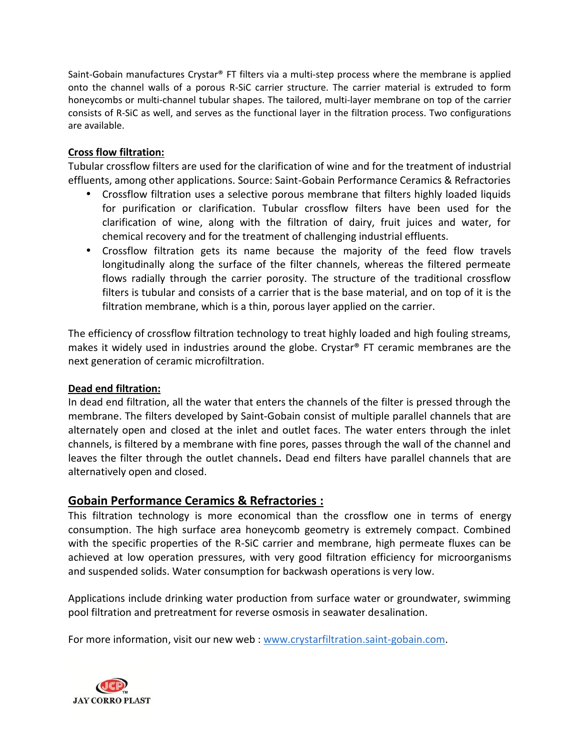Saint-Gobain manufactures Crystar® FT filters via a multi-step process where the membrane is applied onto the channel walls of a porous R-SiC carrier structure. The carrier material is extruded to form honeycombs or multi-channel tubular shapes. The tailored, multi-layer membrane on top of the carrier consists of R-SiC as well, and serves as the functional layer in the filtration process. Two configurations are available.

**Cross flow filtration:**

Tubular crossflow filters are used for the clarification of wine and for the treatment of industrial effluents, among other applications. Source: Saint-Gobain Performance Ceramics & Refractories

- Crossflow filtration uses a selective porous membrane that filters highly loaded liquids for purification or clarification. Tubular crossflow filters have been used for the clarification of wine, along with the filtration of dairy, fruit juices and water, for chemical recovery and for the treatment of challenging industrial effluents.
- Crossflow filtration gets its name because the majority of the feed flow travels longitudinally along the surface of the filter channels, whereas the filtered permeate flows radially through the carrier porosity. The structure of the traditional crossflow filters is tubular and consists of a carrier that is the base material, and on top of it is the filtration membrane, which is a thin, porous layer applied on the carrier.

The efficiency of crossflow filtration technology to treat highly loaded and high fouling streams, makes it widely used in industries around the globe. Crystar® FT ceramic membranes are the next generation of ceramic microfiltration.

**Dead end filtration:**

In dead end filtration, all the water that enters the channels of the filter is pressed through the membrane. The filters developed by Saint-Gobain consist of multiple parallel channels that are alternately open and closed at the inlet and outlet faces. The water enters through the inlet channels, is filtered by a membrane with fine pores, passes through the wall of the channel and leaves the filter through the outlet channels**.** Dead end filters have parallel channels that are alternatively open and closed.

## Gobain Performance Ceramics & Refractories :

This filtration technology is more economical than the crossflow one in terms of energy consumption. The high surface area honeycomb geometry is extremely compact. Combined with the specific properties of the R-SiC carrier and membrane, high permeate fluxes can be achieved at low operation pressures, with very good filtration efficiency for microorganisms and suspended solids. Water consumption for backwash operations is very low.

Applications include drinking water production from surface water or groundwater, swimming pool filtration and pretreatment for reverse osmosis in seawater desalination.

For more information, visit our new web : [www.crystarfiltration.saint-gobain.com](http://www.crystarfiltration.saint-gobain.com).

JAY CORRO PLAST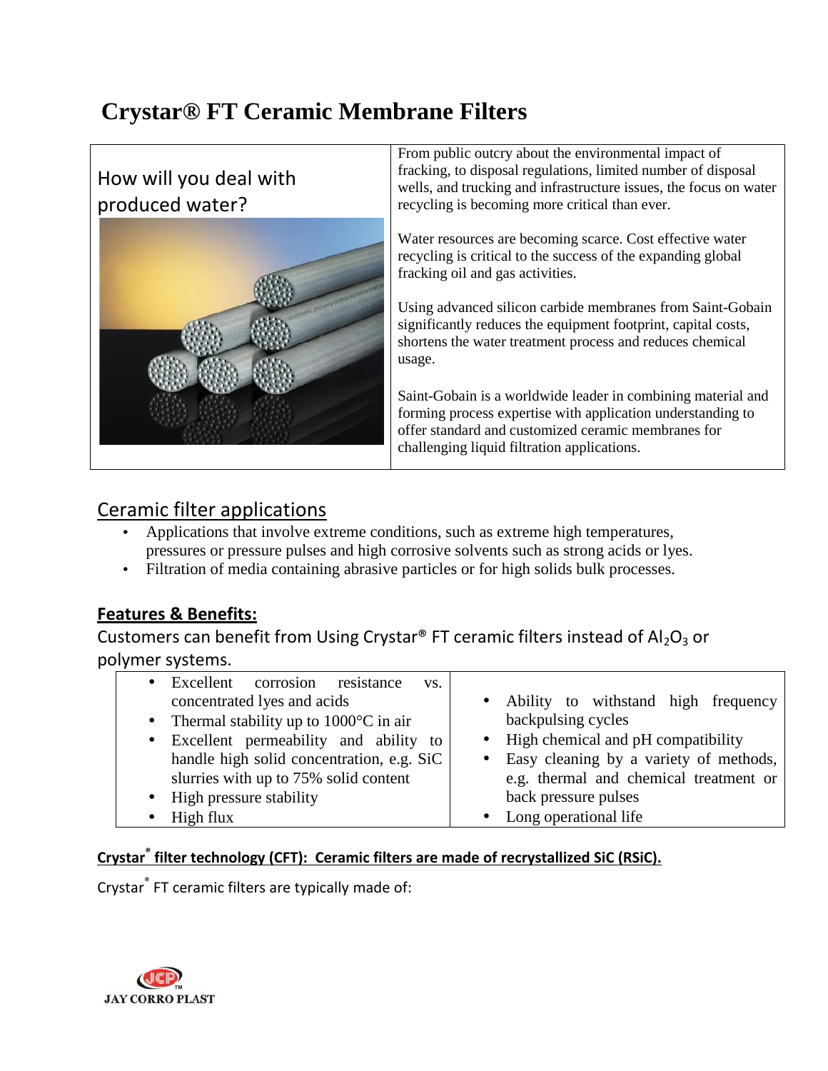# Crystar® FT Ceramic Membrane Filters

How will you deal with produced water?

From public outcry about the environmental impact of fracking, to disposal regulations, limited number of disposal wells, and trucking and infrastructure issues, the focus on water recycling is becoming more critical than ever.

Water resources are becoming scarce. Cost effective water recycling is critical to the success of the expanding global fracking oil and gas activities.

Using advanced silicon carbide membranes from Saint-Gobain significantly reduces the equipment footprint, capital costs, shortens the water treatment process and reduces chemical usage.

Saint-Gobain is a worldwide leader in combining material and forming process expertise with application understanding to offer standard and customized ceramic membranes for challenging liquid filtration applications.

## Ceramic filter applications

- Applications that involve extreme conditions, such as extreme high temperatures, pressures or pressure pulses and high corrosive solvents such as strong acids or lyes.
- Filtration of media containing abrasive particles or for high solids bulk processes.

### Features & Benefits:

Customers can benefit from Using Crystar® FT ceramic filters instead of $Al_2O_3$ or polymer systems.

- Excellent corrosion resistance vs. concentrated lyes and acids
- Thermal stability up to 1000°C in air
- Excellent permeability and ability to handle high solid concentration, e.g. SiC slurries with up to 75% solid content
- High pressure stability
- High flux
- Ability to withstand high frequency backpulsing cycles
- High chemical and pH compatibility
- Easy cleaning by a variety of methods, e.g. thermal and chemical treatment or back pressure pulses
- Long operational life

**Crystar® filter technology (CFT): Ceramic filters are made of recrystallized SiC (RSiC).**

Crystar® FT ceramic filters are typically made of: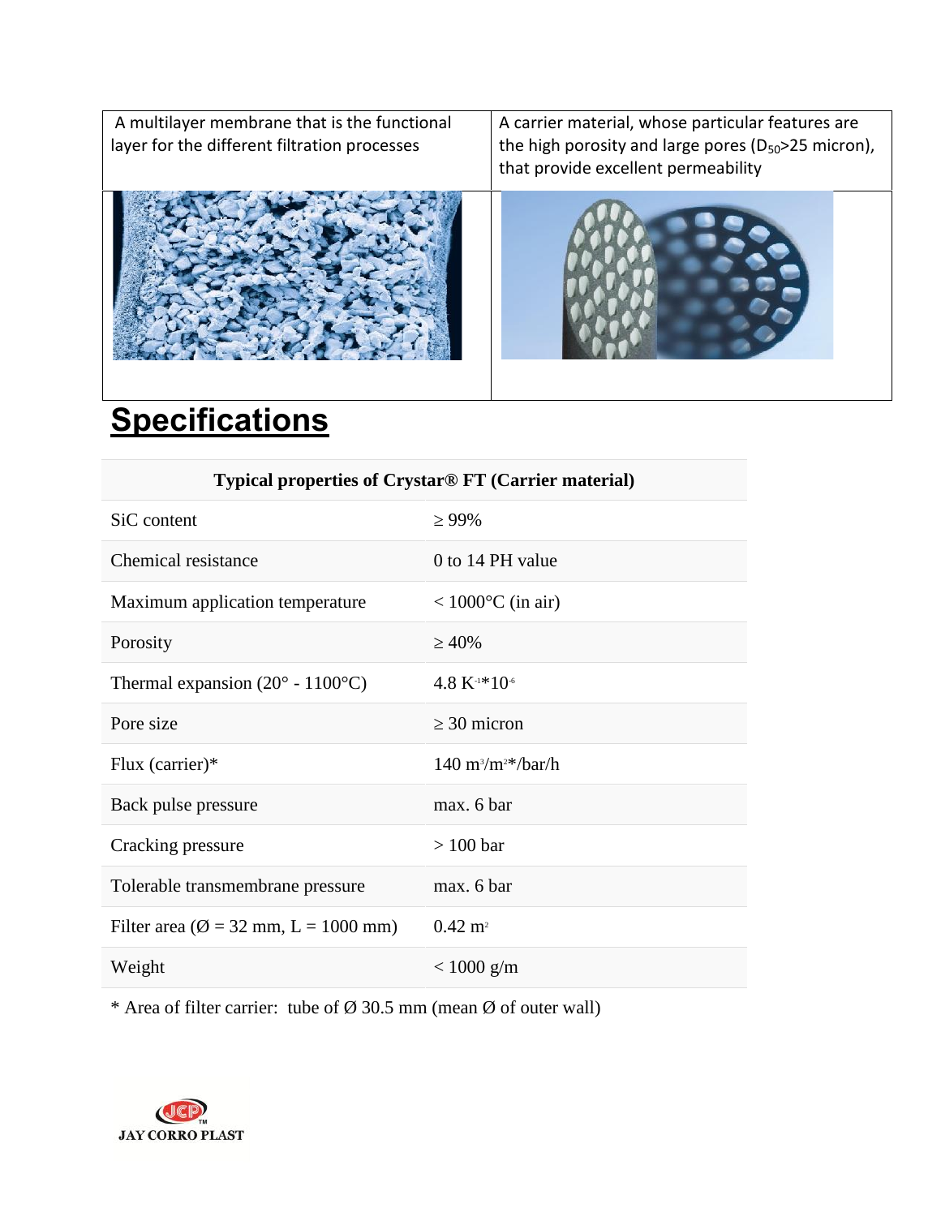| A multilayer membrane that is the functional layer for the different filtration processes | A carrier material, whose particular features are the high porosity and large pores ($D_{50}$>25 micron), that provide excellent permeability |
|---|---|

## Specifications

| Typical properties of Crystar® FT (Carrier material) | |
|---|---|
| SiC content | ≥ 99% |
| Chemical resistance | 0 to 14 PH value |
| Maximum application temperature | < 1000°C (in air) |
| Porosity | ≥ 40% |
| Thermal expansion (20° - 1100°C) | 4.8 $K^{-1}$*$10^{-6}$ |
| Pore size | ≥ 30 micron |
| Flux (carrier)* | 140 $m^3/m^2$*/bar/h |
| Back pulse pressure | max. 6 bar |
| Cracking pressure | > 100 bar |
| Tolerable transmembrane pressure | max. 6 bar |
| Filter area (Ø = 32 mm, L = 1000 mm) | 0.42 $m^2$ |
| Weight | < 1000 g/m |

* Area of filter carrier: tube of Ø 30.5 mm (mean Ø of outer wall)

JAY CORRO PLAST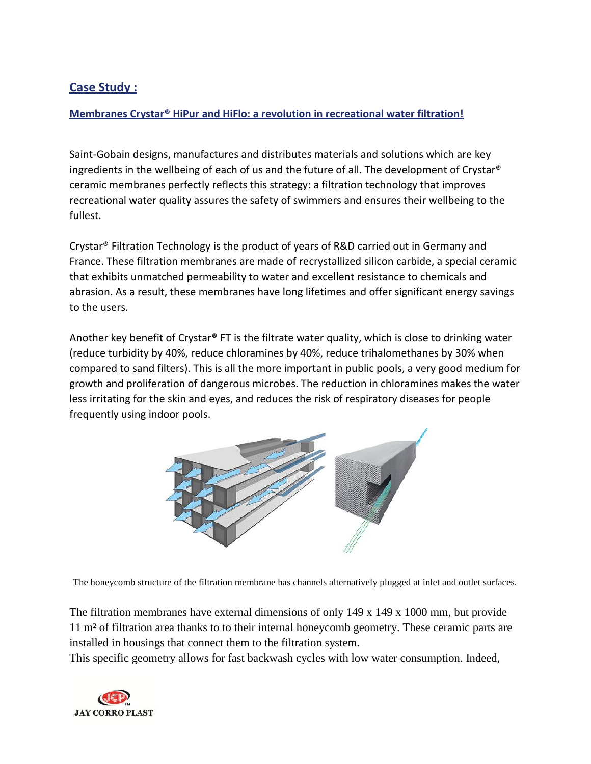## Case Study :

### Membranes Crystar® HiPur and HiFlo: a revolution in recreational water filtration!

Saint-Gobain designs, manufactures and distributes materials and solutions which are key ingredients in the wellbeing of each of us and the future of all. The development of Crystar® ceramic membranes perfectly reflects this strategy: a filtration technology that improves recreational water quality assures the safety of swimmers and ensures their wellbeing to the fullest.

Crystar® Filtration Technology is the product of years of R&D carried out in Germany and France. These filtration membranes are made of recrystallized silicon carbide, a special ceramic that exhibits unmatched permeability to water and excellent resistance to chemicals and abrasion. As a result, these membranes have long lifetimes and offer significant energy savings to the users.

Another key benefit of Crystar® FT is the filtrate water quality, which is close to drinking water (reduce turbidity by 40%, reduce chloramines by 40%, reduce trihalomethanes by 30% when compared to sand filters). This is all the more important in public pools, a very good medium for growth and proliferation of dangerous microbes. The reduction in chloramines makes the water less irritating for the skin and eyes, and reduces the risk of respiratory diseases for people frequently using indoor pools.

The honeycomb structure of the filtration membrane has channels alternatively plugged at inlet and outlet surfaces.

The filtration membranes have external dimensions of only 149 x 149 x 1000 mm, but provide 11 m² of filtration area thanks to to their internal honeycomb geometry. These ceramic parts are installed in housings that connect them to the filtration system.

This specific geometry allows for fast backwash cycles with low water consumption. Indeed,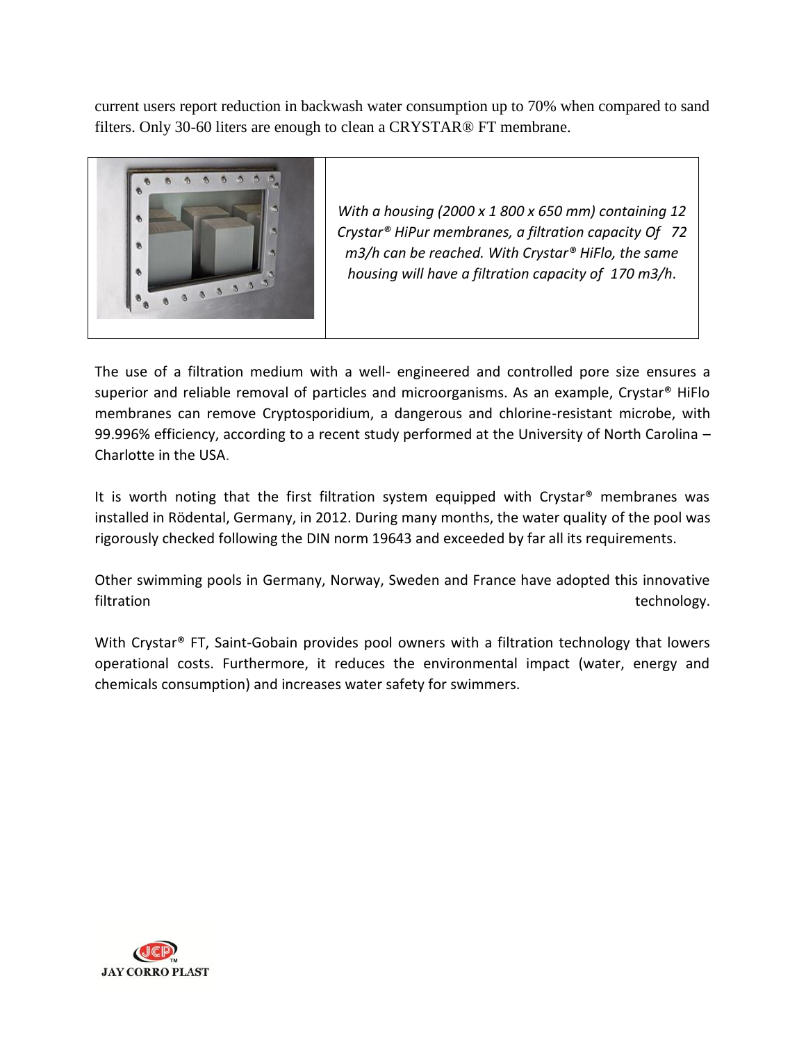current users report reduction in backwash water consumption up to 70% when compared to sand filters. Only 30-60 liters are enough to clean a CRYSTAR® FT membrane.

*With a housing (2000 x 1 800 x 650 mm) containing 12 Crystar® HiPur membranes, a filtration capacity Of 72 m3/h can be reached. With Crystar® HiFlo, the same housing will have a filtration capacity of 170 m3/h.*

The use of a filtration medium with a well- engineered and controlled pore size ensures a superior and reliable removal of particles and microorganisms. As an example, Crystar® HiFlo membranes can remove Cryptosporidium, a dangerous and chlorine-resistant microbe, with 99.996% efficiency, according to a recent study performed at the University of North Carolina – Charlotte in the USA.

It is worth noting that the first filtration system equipped with Crystar® membranes was installed in Rödental, Germany, in 2012. During many months, the water quality of the pool was rigorously checked following the DIN norm 19643 and exceeded by far all its requirements.

Other swimming pools in Germany, Norway, Sweden and France have adopted this innovative filtration technology.

With Crystar® FT, Saint-Gobain provides pool owners with a filtration technology that lowers operational costs. Furthermore, it reduces the environmental impact (water, energy and chemicals consumption) and increases water safety for swimmers.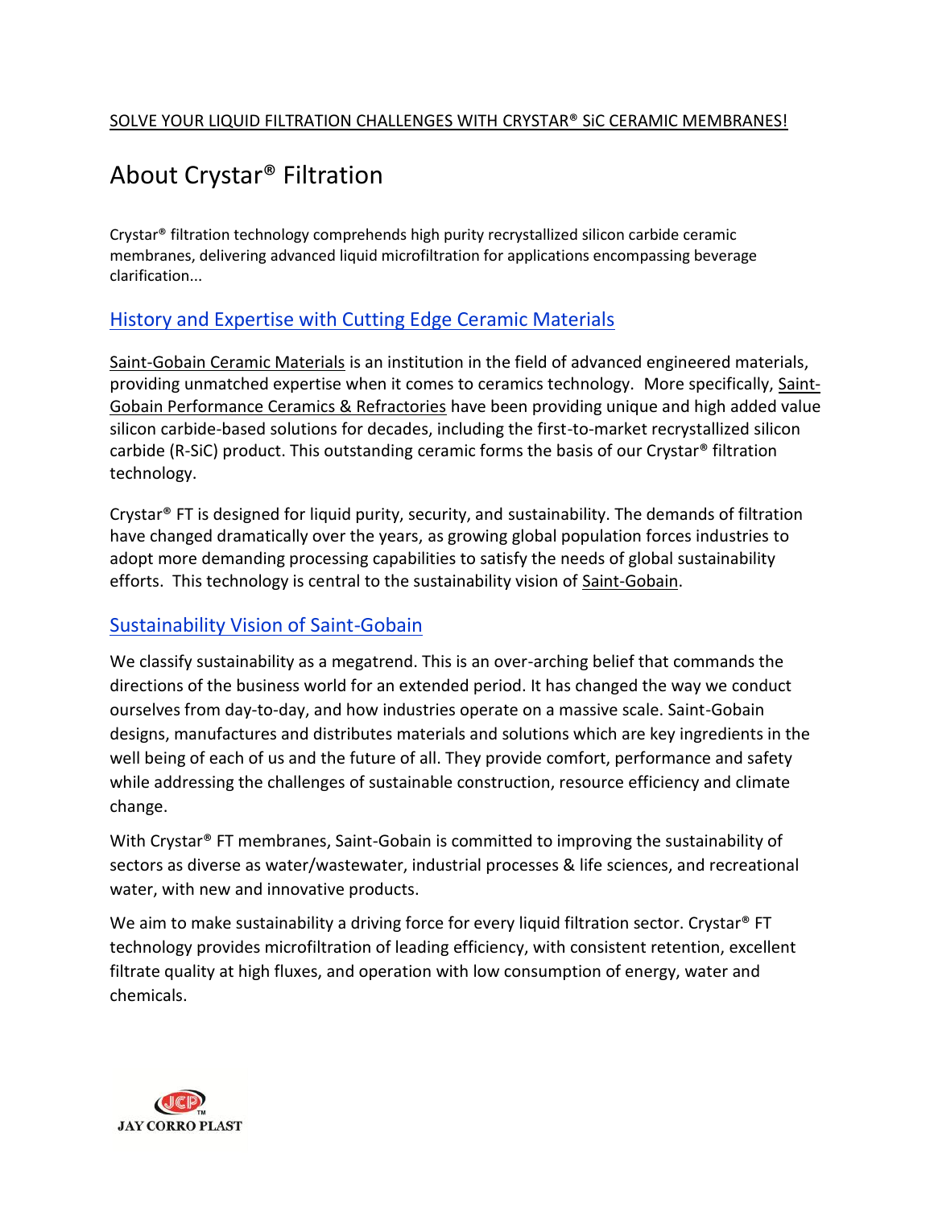SOLVE YOUR LIQUID FILTRATION CHALLENGES WITH CRYSTAR® SiC CERAMIC MEMBRANES!

# About Crystar® Filtration

Crystar® filtration technology comprehends high purity recrystallized silicon carbide ceramic membranes, delivering advanced liquid microfiltration for applications encompassing beverage clarification...

## History and Expertise with Cutting Edge Ceramic Materials

Saint-Gobain Ceramic Materials is an institution in the field of advanced engineered materials, providing unmatched expertise when it comes to ceramics technology. More specifically, Saint-Gobain Performance Ceramics & Refractories have been providing unique and high added value silicon carbide-based solutions for decades, including the first-to-market recrystallized silicon carbide (R-SiC) product. This outstanding ceramic forms the basis of our Crystar® filtration technology.

Crystar® FT is designed for liquid purity, security, and sustainability. The demands of filtration have changed dramatically over the years, as growing global population forces industries to adopt more demanding processing capabilities to satisfy the needs of global sustainability efforts. This technology is central to the sustainability vision of Saint-Gobain.

## Sustainability Vision of Saint-Gobain

We classify sustainability as a megatrend. This is an over-arching belief that commands the directions of the business world for an extended period. It has changed the way we conduct ourselves from day-to-day, and how industries operate on a massive scale. Saint-Gobain designs, manufactures and distributes materials and solutions which are key ingredients in the well being of each of us and the future of all. They provide comfort, performance and safety while addressing the challenges of sustainable construction, resource efficiency and climate change.

With Crystar® FT membranes, Saint-Gobain is committed to improving the sustainability of sectors as diverse as water/wastewater, industrial processes & life sciences, and recreational water, with new and innovative products.

We aim to make sustainability a driving force for every liquid filtration sector. Crystar® FT technology provides microfiltration of leading efficiency, with consistent retention, excellent filtrate quality at high fluxes, and operation with low consumption of energy, water and chemicals.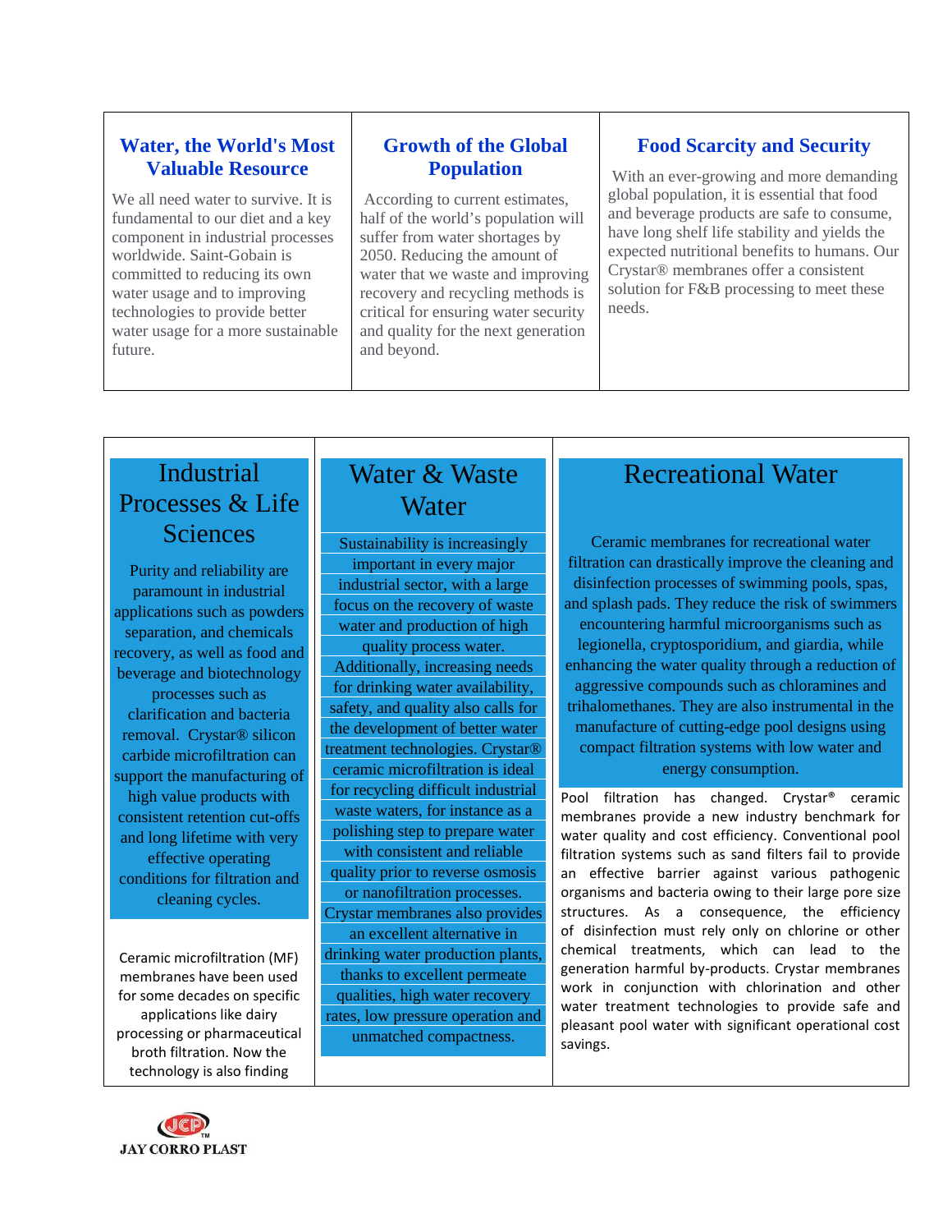## Water, the World's Most Valuable Resource

We all need water to survive. It is fundamental to our diet and a key component in industrial processes worldwide. Saint-Gobain is committed to reducing its own water usage and to improving technologies to provide better water usage for a more sustainable future.

## Growth of the Global Population

According to current estimates, half of the world's population will suffer from water shortages by 2050. Reducing the amount of water that we waste and improving recovery and recycling methods is critical for ensuring water security and quality for the next generation and beyond.

## Food Scarcity and Security

With an ever-growing and more demanding global population, it is essential that food and beverage products are safe to consume, have long shelf life stability and yields the expected nutritional benefits to humans. Our Crystar® membranes offer a consistent solution for F&B processing to meet these needs.

## Industrial Processes & Life Sciences

Purity and reliability are paramount in industrial applications such as powders separation, and chemicals recovery, as well as food and beverage and biotechnology processes such as clarification and bacteria removal. Crystar® silicon carbide microfiltration can support the manufacturing of high value products with consistent retention cut-offs and long lifetime with very effective operating conditions for filtration and cleaning cycles.

Ceramic microfiltration (MF) membranes have been used for some decades on specific applications like dairy processing or pharmaceutical broth filtration. Now the technology is also finding

## Water & Waste Water

Sustainability is increasingly important in every major industrial sector, with a large focus on the recovery of waste water and production of high quality process water. Additionally, increasing needs for drinking water availability, safety, and quality also calls for the development of better water treatment technologies. Crystar® ceramic microfiltration is ideal for recycling difficult industrial waste waters, for instance as a polishing step to prepare water with consistent and reliable quality prior to reverse osmosis or nanofiltration processes. Crystar membranes also provides an excellent alternative in drinking water production plants, thanks to excellent permeate qualities, high water recovery rates, low pressure operation and unmatched compactness.

## Recreational Water

Ceramic membranes for recreational water filtration can drastically improve the cleaning and disinfection processes of swimming pools, spas, and splash pads. They reduce the risk of swimmers encountering harmful microorganisms such as legionella, cryptosporidium, and giardia, while enhancing the water quality through a reduction of aggressive compounds such as chloramines and trihalomethanes. They are also instrumental in the manufacture of cutting-edge pool designs using compact filtration systems with low water and energy consumption.

Pool filtration has changed. Crystar® ceramic membranes provide a new industry benchmark for water quality and cost efficiency. Conventional pool filtration systems such as sand filters fail to provide an effective barrier against various pathogenic organisms and bacteria owing to their large pore size structures. As a consequence, the efficiency of disinfection must rely only on chlorine or other chemical treatments, which can lead to the generation harmful by-products. Crystar membranes work in conjunction with chlorination and other water treatment technologies to provide safe and pleasant pool water with significant operational cost savings.

JAY CORRO PLAST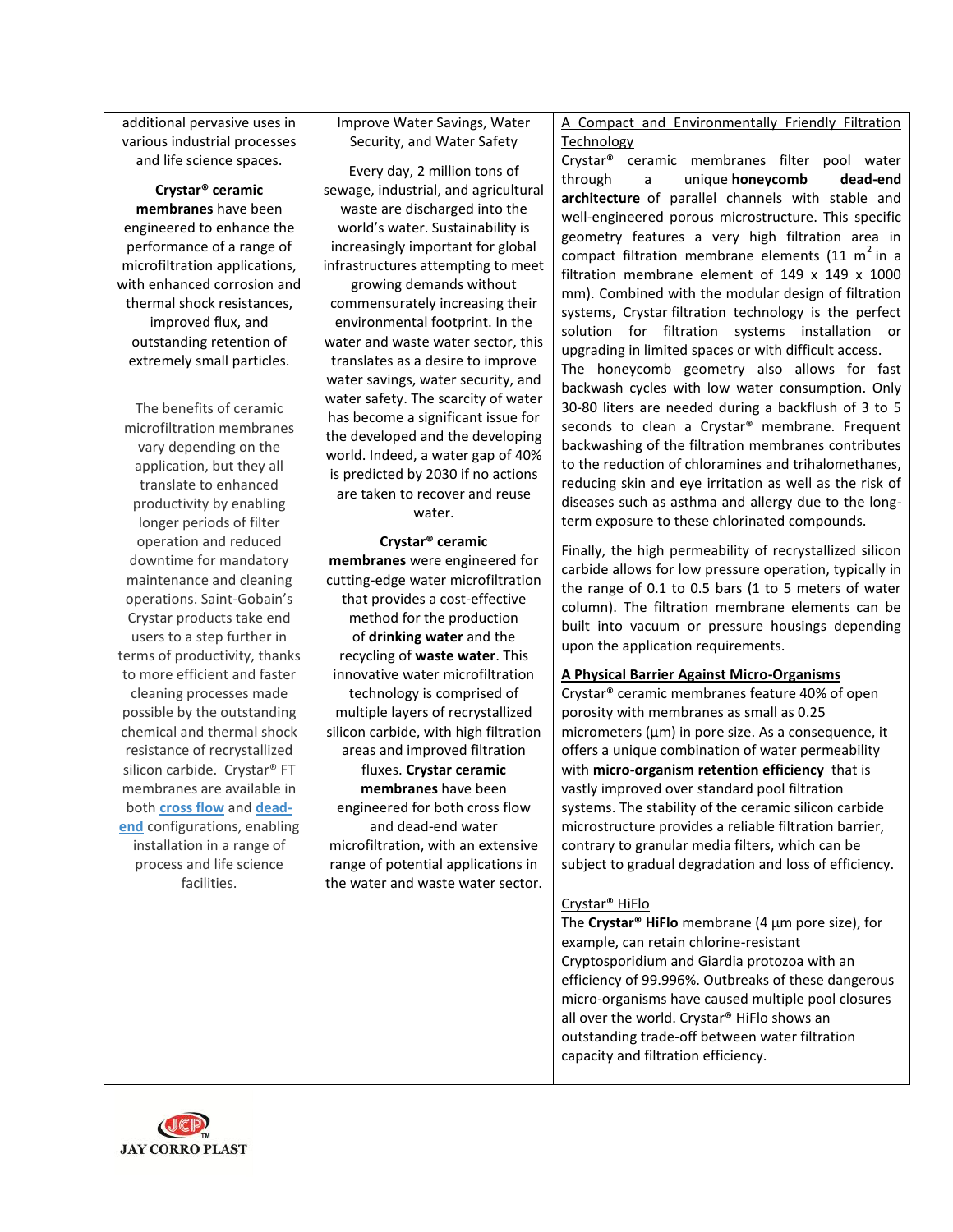additional pervasive uses in various industrial processes and life science spaces.

**Crystar® ceramic membranes** have been engineered to enhance the performance of a range of microfiltration applications, with enhanced corrosion and thermal shock resistances, improved flux, and outstanding retention of extremely small particles.

The benefits of ceramic microfiltration membranes vary depending on the application, but they all translate to enhanced productivity by enabling longer periods of filter operation and reduced downtime for mandatory maintenance and cleaning operations. Saint-Gobain's Crystar products take end users to a step further in terms of productivity, thanks to more efficient and faster cleaning processes made possible by the outstanding chemical and thermal shock resistance of recrystallized silicon carbide. Crystar® FT membranes are available in both **cross flow** and **dead-end** configurations, enabling installation in a range of process and life science facilities.

Improve Water Savings, Water Security, and Water Safety

Every day, 2 million tons of sewage, industrial, and agricultural waste are discharged into the world's water. Sustainability is increasingly important for global infrastructures attempting to meet growing demands without commensurately increasing their environmental footprint. In the water and waste water sector, this translates as a desire to improve water savings, water security, and water safety. The scarcity of water has become a significant issue for the developed and the developing world. Indeed, a water gap of 40% is predicted by 2030 if no actions are taken to recover and reuse water.

**Crystar® ceramic membranes** were engineered for cutting-edge water microfiltration that provides a cost-effective method for the production of **drinking water** and the recycling of **waste water**. This innovative water microfiltration technology is comprised of multiple layers of recrystallized silicon carbide, with high filtration areas and improved filtration fluxes. **Crystar ceramic membranes** have been engineered for both cross flow and dead-end water microfiltration, with an extensive range of potential applications in the water and waste water sector.

A Compact and Environmentally Friendly Filtration Technology

Crystar® ceramic membranes filter pool water through a unique **honeycomb dead-end architecture** of parallel channels with stable and well-engineered porous microstructure. This specific geometry features a very high filtration area in compact filtration membrane elements (11 $m^2$ in a filtration membrane element of 149 x 149 x 1000 mm). Combined with the modular design of filtration systems, Crystar filtration technology is the perfect solution for filtration systems installation or upgrading in limited spaces or with difficult access. The honeycomb geometry also allows for fast backwash cycles with low water consumption. Only 30-80 liters are needed during a backflush of 3 to 5 seconds to clean a Crystar® membrane. Frequent backwashing of the filtration membranes contributes to the reduction of chloramines and trihalomethanes, reducing skin and eye irritation as well as the risk of diseases such as asthma and allergy due to the long-term exposure to these chlorinated compounds.

Finally, the high permeability of recrystallized silicon carbide allows for low pressure operation, typically in the range of 0.1 to 0.5 bars (1 to 5 meters of water column). The filtration membrane elements can be built into vacuum or pressure housings depending upon the application requirements.

**A Physical Barrier Against Micro-Organisms**

Crystar® ceramic membranes feature 40% of open porosity with membranes as small as 0.25 micrometers (µm) in pore size. As a consequence, it offers a unique combination of water permeability with **micro-organism retention efficiency** that is vastly improved over standard pool filtration systems. The stability of the ceramic silicon carbide microstructure provides a reliable filtration barrier, contrary to granular media filters, which can be subject to gradual degradation and loss of efficiency.

Crystar® HiFlo

The **Crystar® HiFlo** membrane (4 µm pore size), for example, can retain chlorine-resistant Cryptosporidium and Giardia protozoa with an efficiency of 99.996%. Outbreaks of these dangerous micro-organisms have caused multiple pool closures all over the world. Crystar® HiFlo shows an outstanding trade-off between water filtration capacity and filtration efficiency.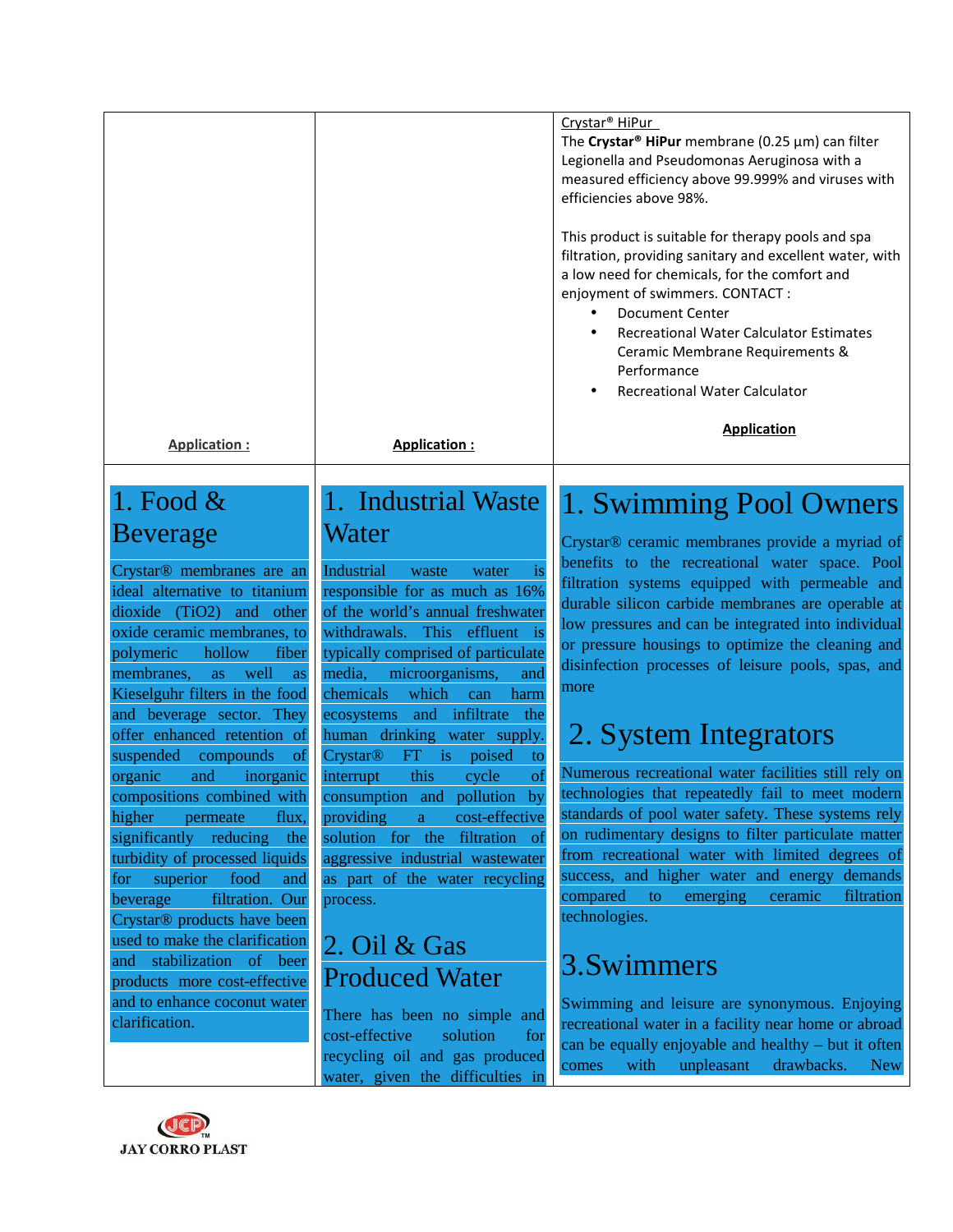| | | Crystar® HiPur<br>The **Crystar® HiPur** membrane (0.25 µm) can filter Legionella and Pseudomonas Aeruginosa with a measured efficiency above 99.999% and viruses with efficiencies above 98%.<br><br>This product is suitable for therapy pools and spa filtration, providing sanitary and excellent water, with a low need for chemicals, for the comfort and enjoyment of swimmers. CONTACT :<br>• Document Center<br>• Recreational Water Calculator Estimates Ceramic Membrane Requirements & Performance<br>• Recreational Water Calculator<br><br>**Application** |
|---|---|---|
| **Application :** | **Application :** | |
| **1. Food & Beverage**<br><br>Crystar® membranes are an ideal alternative to titanium dioxide ($TiO_2$) and other oxide ceramic membranes, to polymeric hollow fiber membranes, as well as Kieselguhr filters in the food and beverage sector. They offer enhanced retention of suspended compounds of organic and inorganic compositions combined with higher permeate flux, significantly reducing the turbidity of processed liquids for superior food and beverage filtration. Our Crystar® products have been used to make the clarification and stabilization of beer products more cost-effective and to enhance coconut water clarification. | **1. Industrial Waste Water**<br><br>Industrial waste water is responsible for as much as 16% of the world's annual freshwater withdrawals. This effluent is typically comprised of particulate media, microorganisms, and chemicals which can harm ecosystems and infiltrate the human drinking water supply. Crystar® FT is poised to interrupt this cycle of consumption and pollution by providing a cost-effective solution for the filtration of aggressive industrial wastewater as part of the water recycling process.<br><br>**2. Oil & Gas Produced Water**<br><br>There has been no simple and cost-effective solution for recycling oil and gas produced water, given the difficulties in | **1. Swimming Pool Owners**<br><br>Crystar® ceramic membranes provide a myriad of benefits to the recreational water space. Pool filtration systems equipped with permeable and durable silicon carbide membranes are operable at low pressures and can be integrated into individual or pressure housings to optimize the cleaning and disinfection processes of leisure pools, spas, and more<br><br>**2. System Integrators**<br><br>Numerous recreational water facilities still rely on technologies that repeatedly fail to meet modern standards of pool water safety. These systems rely on rudimentary designs to filter particulate matter from recreational water with limited degrees of success, and higher water and energy demands compared to emerging ceramic filtration technologies.<br><br>**3.Swimmers**<br><br>Swimming and leisure are synonymous. Enjoying recreational water in a facility near home or abroad can be equally enjoyable and healthy – but it often comes with unpleasant drawbacks. New |

JAY CORRO PLAST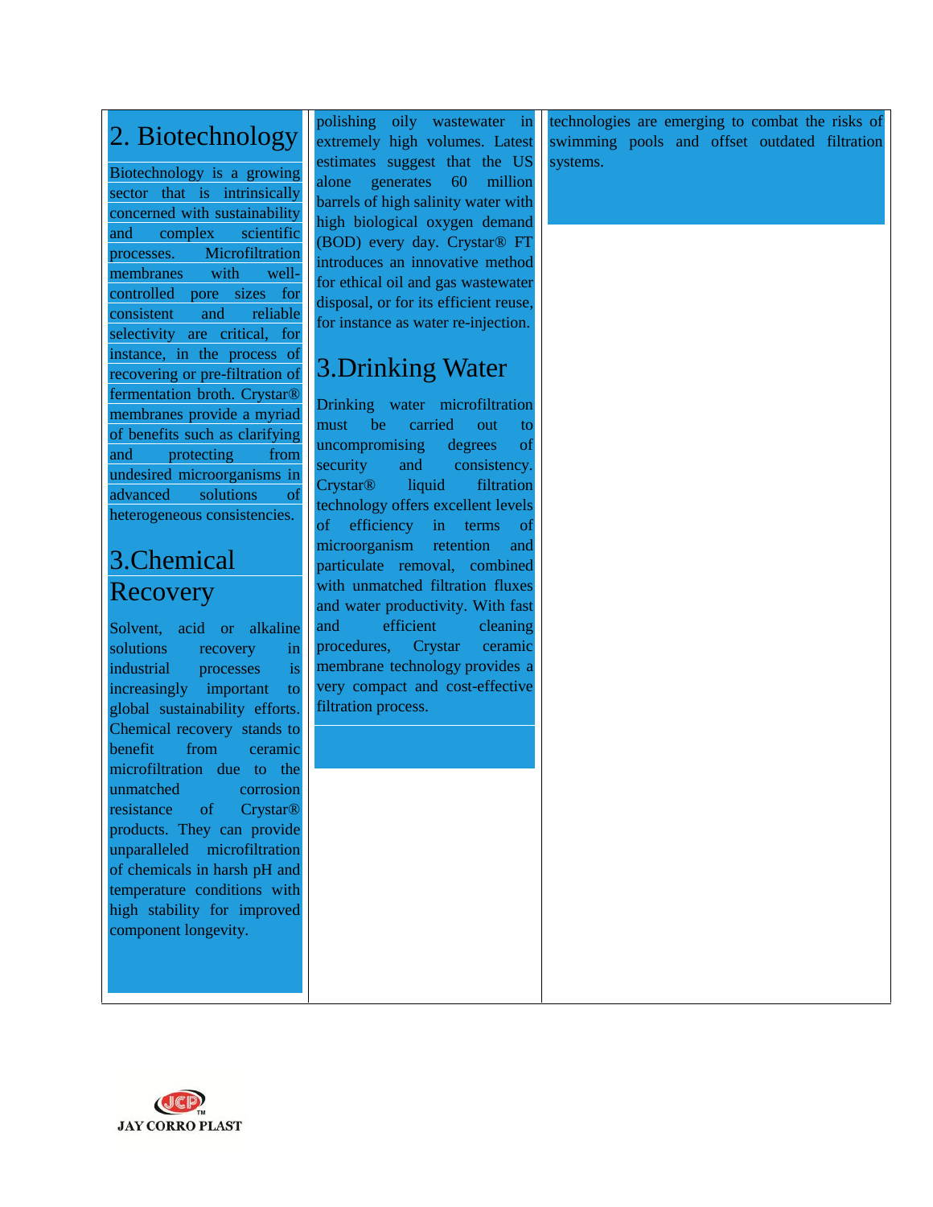## 2. Biotechnology

Biotechnology is a growing sector that is intrinsically concerned with sustainability and complex scientific processes. Microfiltration membranes with well-controlled pore sizes for consistent and reliable selectivity are critical, for instance, in the process of recovering or pre-filtration of fermentation broth. Crystar® membranes provide a myriad of benefits such as clarifying and protecting from undesired microorganisms in advanced solutions of heterogeneous consistencies.

## 3.Chemical Recovery

Solvent, acid or alkaline solutions recovery in industrial processes is increasingly important to global sustainability efforts. Chemical recovery stands to benefit from ceramic microfiltration due to the unmatched corrosion resistance of Crystar® products. They can provide unparalleled microfiltration of chemicals in harsh pH and temperature conditions with high stability for improved component longevity.

polishing oily wastewater in extremely high volumes. Latest estimates suggest that the US alone generates 60 million barrels of high salinity water with high biological oxygen demand (BOD) every day. Crystar® FT introduces an innovative method for ethical oil and gas wastewater disposal, or for its efficient reuse, for instance as water re-injection.

## 3.Drinking Water

Drinking water microfiltration must be carried out to uncompromising degrees of security and consistency. Crystar® liquid filtration technology offers excellent levels of efficiency in terms of microorganism retention and particulate removal, combined with unmatched filtration fluxes and water productivity. With fast and efficient cleaning procedures, Crystar ceramic membrane technology provides a very compact and cost-effective filtration process.

technologies are emerging to combat the risks of swimming pools and offset outdated filtration systems.

JAY CORRO PLAST